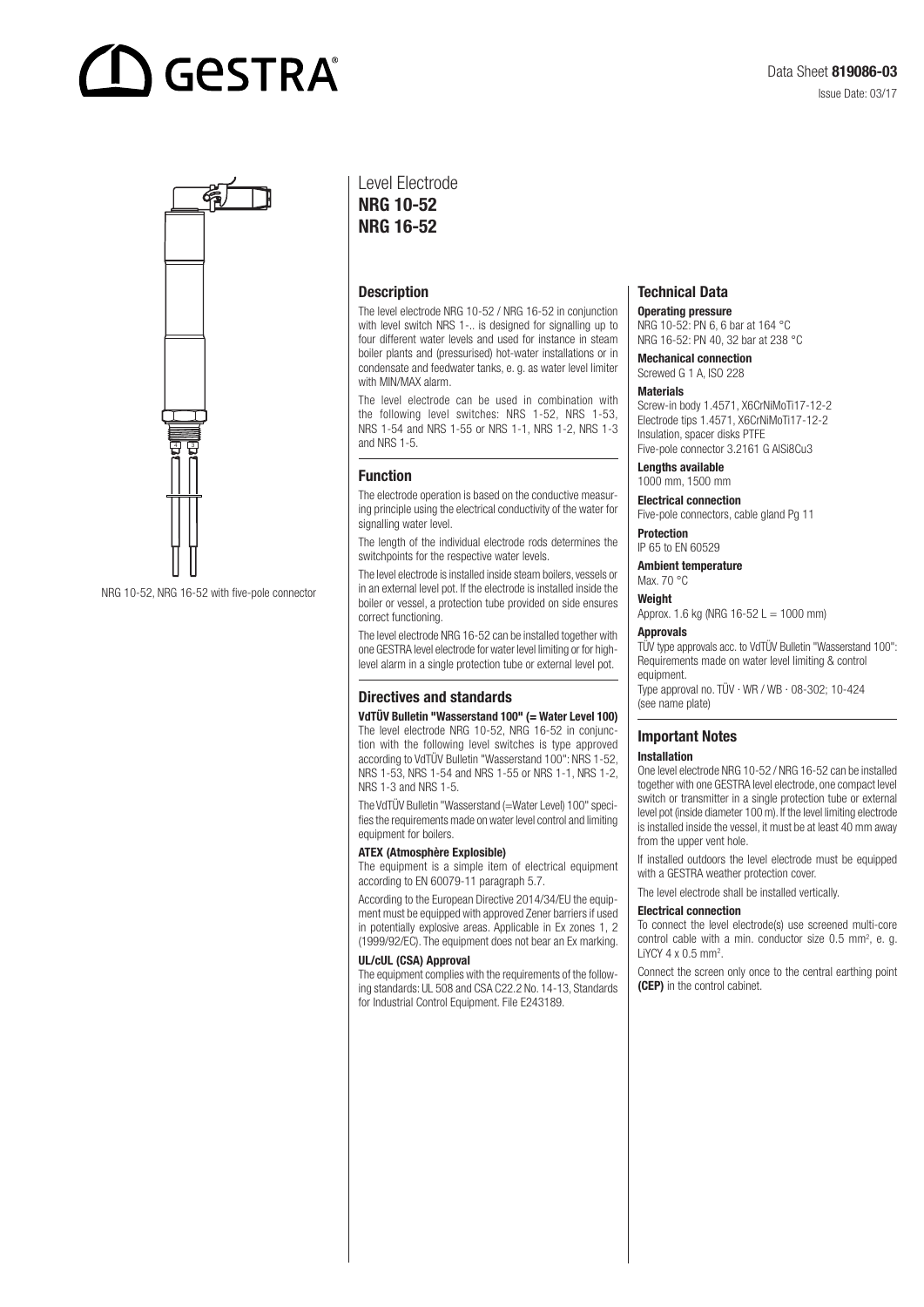Data Sheet **819086-03**

Issue Date: 03/17

# Level Electrode
# NRG 10-52
# NRG 16-52

NRG 10-52, NRG 16-52 with five-pole connector

## Description

The level electrode NRG 10-52 / NRG 16-52 in conjunction with level switch NRS 1-.. is designed for signalling up to four different water levels and used for instance in steam boiler plants and (pressurised) hot-water installations or in condensate and feedwater tanks, e. g. as water level limiter with MIN/MAX alarm.

The level electrode can be used in combination with the following level switches: NRS 1-52, NRS 1-53, NRS 1-54 and NRS 1-55 or NRS 1-1, NRS 1-2, NRS 1-3 and NRS 1-5.

## Function

The electrode operation is based on the conductive measuring principle using the electrical conductivity of the water for signalling water level.

The length of the individual electrode rods determines the switchpoints for the respective water levels.

The level electrode is installed inside steam boilers, vessels or in an external level pot. If the electrode is installed inside the boiler or vessel, a protection tube provided on side ensures correct functioning.

The level electrode NRG 16-52 can be installed together with one GESTRA level electrode for water level limiting or for high-level alarm in a single protection tube or external level pot.

## Directives and standards

**VdTÜV Bulletin "Wasserstand 100" (= Water Level 100)**

The level electrode NRG 10-52, NRG 16-52 in conjunction with the following level switches is type approved according to VdTÜV Bulletin "Wasserstand 100": NRS 1-52, NRS 1-53, NRS 1-54 and NRS 1-55 or NRS 1-1, NRS 1-2, NRS 1-3 and NRS 1-5.

The VdTÜV Bulletin "Wasserstand (=Water Level) 100" specifies the requirements made on water level control and limiting equipment for boilers.

**ATEX (Atmosphère Explosible)**

The equipment is a simple item of electrical equipment according to EN 60079-11 paragraph 5.7.

According to the European Directive 2014/34/EU the equipment must be equipped with approved Zener barriers if used in potentially explosive areas. Applicable in Ex zones 1, 2 (1999/92/EC). The equipment does not bear an Ex marking.

**UL/cUL (CSA) Approval**

The equipment complies with the requirements of the following standards: UL 508 and CSA C22.2 No. 14-13, Standards for Industrial Control Equipment. File E243189.

## Technical Data

**Operating pressure**

NRG 10-52: PN 6, 6 bar at 164 °C

NRG 16-52: PN 40, 32 bar at 238 °C

**Mechanical connection**

Screwed G 1 A, ISO 228

**Materials**

Screw-in body 1.4571, X6CrNiMoTi17-12-2

Electrode tips 1.4571, X6CrNiMoTi17-12-2

Insulation, spacer disks PTFE

Five-pole connector 3.2161 G AlSi8Cu3

**Lengths available**

1000 mm, 1500 mm

**Electrical connection**

Five-pole connectors, cable gland Pg 11

**Protection**

IP 65 to EN 60529

**Ambient temperature**

Max. 70 °C

**Weight**

Approx. 1.6 kg (NRG 16-52 L = 1000 mm)

**Approvals**

TÜV type approvals acc. to VdTÜV Bulletin "Wasserstand 100": Requirements made on water level limiting & control equipment.

Type approval no. TÜV · WR / WB · 08-302; 10-424 (see name plate)

## Important Notes

**Installation**

One level electrode NRG 10-52 / NRG 16-52 can be installed together with one GESTRA level electrode, one compact level switch or transmitter in a single protection tube or external level pot (inside diameter 100 m). If the level limiting electrode is installed inside the vessel, it must be at least 40 mm away from the upper vent hole.

If installed outdoors the level electrode must be equipped with a GESTRA weather protection cover.

The level electrode shall be installed vertically.

**Electrical connection**

To connect the level electrode(s) use screened multi-core control cable with a min. conductor size 0.5 mm², e. g. LiYCY 4 x 0.5 mm².

Connect the screen only once to the central earthing point **(CEP)** in the control cabinet.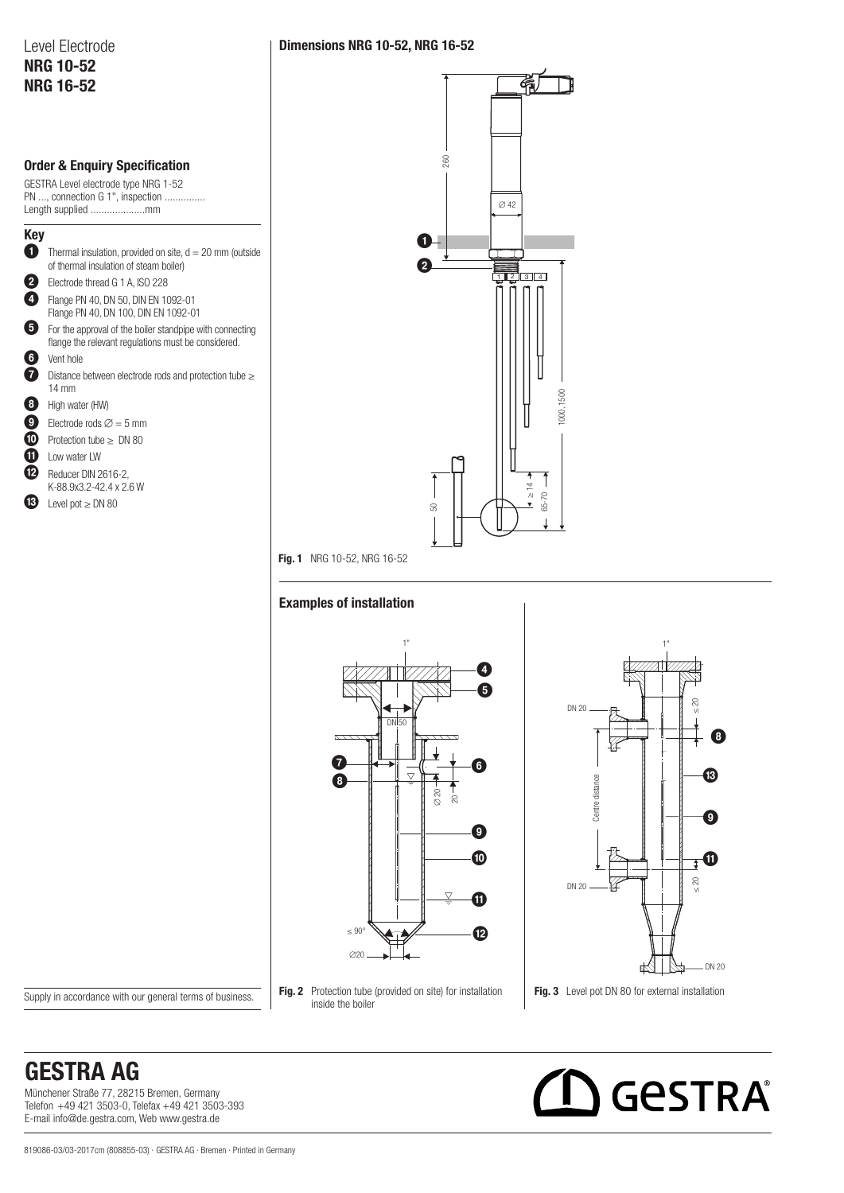Level Electrode
**NRG 10-52**
**NRG 16-52**

## Order & Enquiry Specification

GESTRA Level electrode type NRG 1-52
PN ..., connection G 1", inspection ...............
Length supplied ....................mm

## Key

1. Thermal insulation, provided on site, d = 20 mm (outside of thermal insulation of steam boiler)
2. Electrode thread G 1 A, ISO 228
4. Flange PN 40, DN 50, DIN EN 1092-01
   Flange PN 40, DN 100, DIN EN 1092-01
5. For the approval of the boiler standpipe with connecting flange the relevant regulations must be considered.
6. Vent hole
7. Distance between electrode rods and protection tube ≥ 14 mm
8. High water (HW)
9. Electrode rods ∅ = 5 mm
10. Protection tube ≥ DN 80
11. Low water LW
12. Reducer DIN 2616-2, K-88.9x3.2-42.4 x 2.6 W
13. Level pot ≥ DN 80

Supply in accordance with our general terms of business.

## Dimensions NRG 10-52, NRG 16-52

260
∅ 42
1
2
1 2 3 4
1000, 1500
≥ 14
65-70
50

**Fig. 1** NRG 10-52, NRG 16-52

## Examples of installation

1"
4
5
DN50
7
8
6
∅ 20
20
9
10
11
≤ 90°
12
∅20

**Fig. 2** Protection tube (provided on site) for installation inside the boiler

1"
DN 20
≤ 20
8
Centre distance
13
9
11
DN 20
≤ 20
DN 20

**Fig. 3** Level pot DN 80 for external installation

# GESTRA AG

Münchener Straße 77, 28215 Bremen, Germany
Telefon +49 421 3503-0, Telefax +49 421 3503-393
E-mail info@de.gestra.com, Web www.gestra.de

GESTRA®

819086-03/03-2017cm (808855-03) · GESTRA AG · Bremen · Printed in Germany